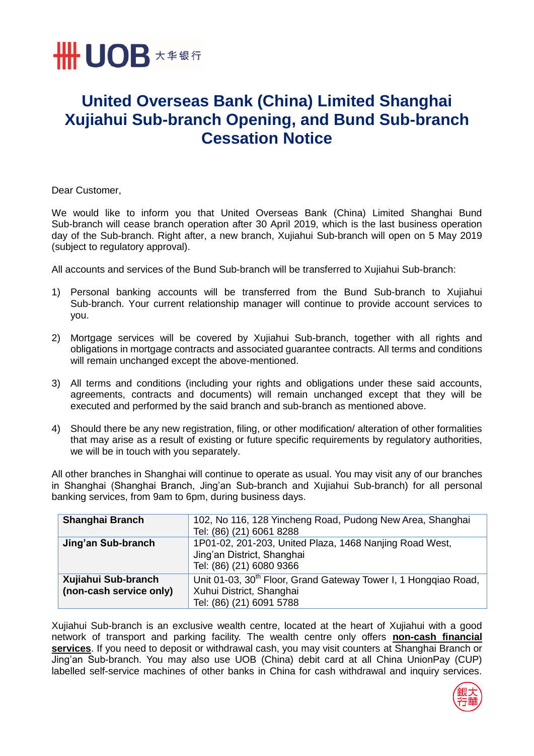# United Overseas Bank (China) Limited Shanghai Xujiahui Sub-branch Opening, and Bund Sub-branch Cessation Notice

Dear Customer,

We would like to inform you that United Overseas Bank (China) Limited Shanghai Bund Sub-branch will cease branch operation after 30 April 2019, which is the last business operation day of the Sub-branch. Right after, a new branch, Xujiahui Sub-branch will open on 5 May 2019 (subject to regulatory approval).

All accounts and services of the Bund Sub-branch will be transferred to Xujiahui Sub-branch:

1) Personal banking accounts will be transferred from the Bund Sub-branch to Xujiahui Sub-branch. Your current relationship manager will continue to provide account services to you.

2) Mortgage services will be covered by Xujiahui Sub-branch, together with all rights and obligations in mortgage contracts and associated guarantee contracts. All terms and conditions will remain unchanged except the above-mentioned.

3) All terms and conditions (including your rights and obligations under these said accounts, agreements, contracts and documents) will remain unchanged except that they will be executed and performed by the said branch and sub-branch as mentioned above.

4) Should there be any new registration, filing, or other modification/ alteration of other formalities that may arise as a result of existing or future specific requirements by regulatory authorities, we will be in touch with you separately.

All other branches in Shanghai will continue to operate as usual. You may visit any of our branches in Shanghai (Shanghai Branch, Jing'an Sub-branch and Xujiahui Sub-branch) for all personal banking services, from 9am to 6pm, during business days.

| | |
|---|---|
| **Shanghai Branch** | 102, No 116, 128 Yincheng Road, Pudong New Area, Shanghai<br>Tel: (86) (21) 6061 8288 |
| **Jing'an Sub-branch** | 1P01-02, 201-203, United Plaza, 1468 Nanjing Road West, Jing'an District, Shanghai<br>Tel: (86) (21) 6080 9366 |
| **Xujiahui Sub-branch (non-cash service only)** | Unit 01-03, 30th Floor, Grand Gateway Tower I, 1 Hongqiao Road, Xuhui District, Shanghai<br>Tel: (86) (21) 6091 5788 |

Xujiahui Sub-branch is an exclusive wealth centre, located at the heart of Xujiahui with a good network of transport and parking facility. The wealth centre only offers **non-cash financial services**. If you need to deposit or withdrawal cash, you may visit counters at Shanghai Branch or Jing'an Sub-branch. You may also use UOB (China) debit card at all China UnionPay (CUP) labelled self-service machines of other banks in China for cash withdrawal and inquiry services.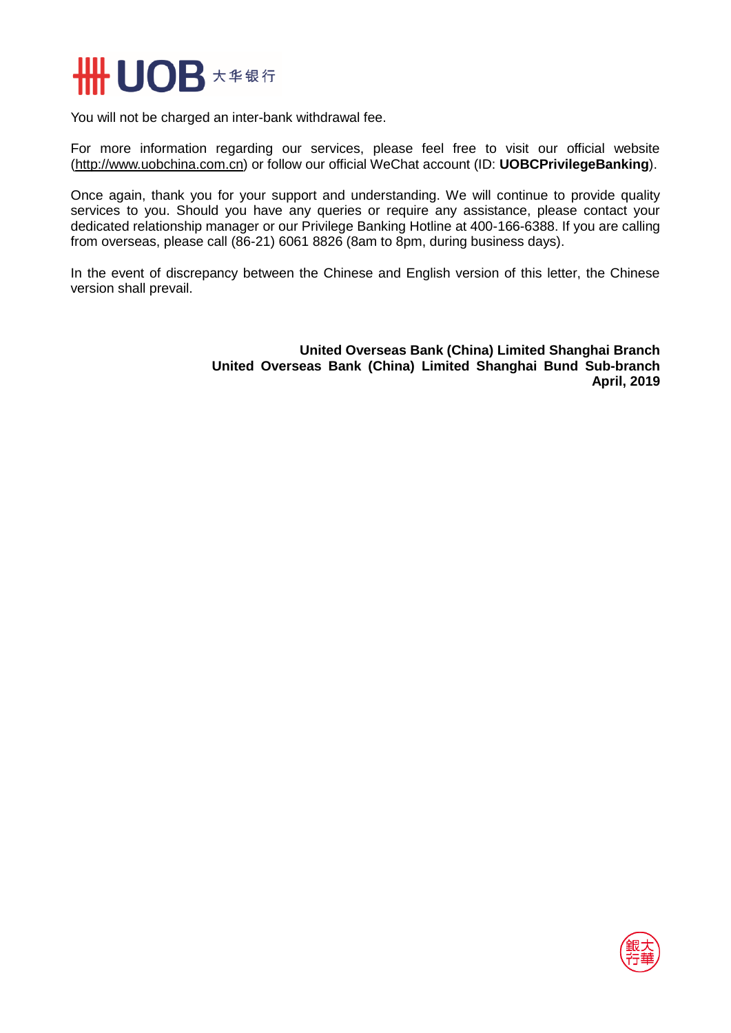You will not be charged an inter-bank withdrawal fee.

For more information regarding our services, please feel free to visit our official website (http://www.uobchina.com.cn) or follow our official WeChat account (ID: **UOBCPrivilegeBanking**).

Once again, thank you for your support and understanding. We will continue to provide quality services to you. Should you have any queries or require any assistance, please contact your dedicated relationship manager or our Privilege Banking Hotline at 400-166-6388. If you are calling from overseas, please call (86-21) 6061 8826 (8am to 8pm, during business days).

In the event of discrepancy between the Chinese and English version of this letter, the Chinese version shall prevail.

**United Overseas Bank (China) Limited Shanghai Branch**
**United Overseas Bank (China) Limited Shanghai Bund Sub-branch**
**April, 2019**